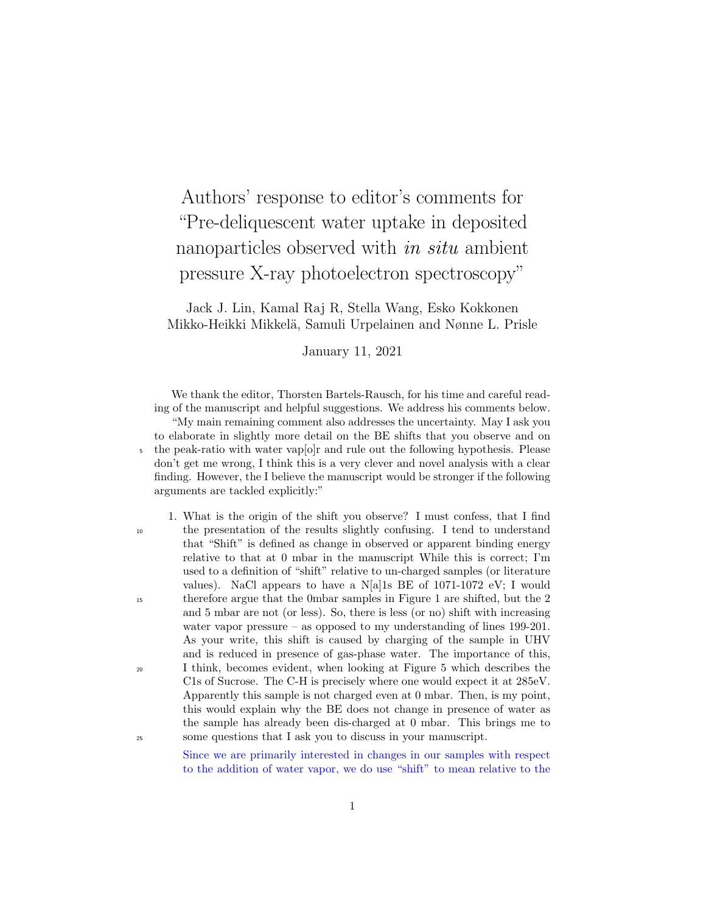# Authors' response to editor's comments for "Pre-deliquescent water uptake in deposited nanoparticles observed with *in situ* ambient pressure X-ray photoelectron spectroscopy"

Jack J. Lin, Kamal Raj R, Stella Wang, Esko Kokkonen Mikko-Heikki Mikkelä, Samuli Urpelainen and Nønne L. Prisle

January 11, 2021

We thank the editor, Thorsten Bartels-Rausch, for his time and careful reading of the manuscript and helpful suggestions. We address his comments below.

"My main remaining comment also addresses the uncertainty. May I ask you to elaborate in slightly more detail on the BE shifts that you observe and on the peak-ratio with water vap[o]r and rule out the following hypothesis. Please don't get me wrong, I think this is a very clever and novel analysis with a clear finding. However, the I believe the manuscript would be stronger if the following arguments are tackled explicitly:"

1. What is the origin of the shift you observe? I must confess, that I find the presentation of the results slightly confusing. I tend to understand that "Shift" is defined as change in observed or apparent binding energy relative to that at 0 mbar in the manuscript While this is correct; I'm used to a definition of "shift" relative to un-charged samples (or literature values). NaCl appears to have a N[a]1s BE of 1071-1072 eV; I would therefore argue that the 0mbar samples in Figure 1 are shifted, but the 2 and 5 mbar are not (or less). So, there is less (or no) shift with increasing water vapor pressure – as opposed to my understanding of lines 199-201. As your write, this shift is caused by charging of the sample in UHV and is reduced in presence of gas-phase water. The importance of this, I think, becomes evident, when looking at Figure 5 which describes the C1s of Sucrose. The C-H is precisely where one would expect it at 285eV. Apparently this sample is not charged even at 0 mbar. Then, is my point, this would explain why the BE does not change in presence of water as the sample has already been dis-charged at 0 mbar. This brings me to some questions that I ask you to discuss in your manuscript.

   Since we are primarily interested in changes in our samples with respect to the addition of water vapor, we do use "shift" to mean relative to the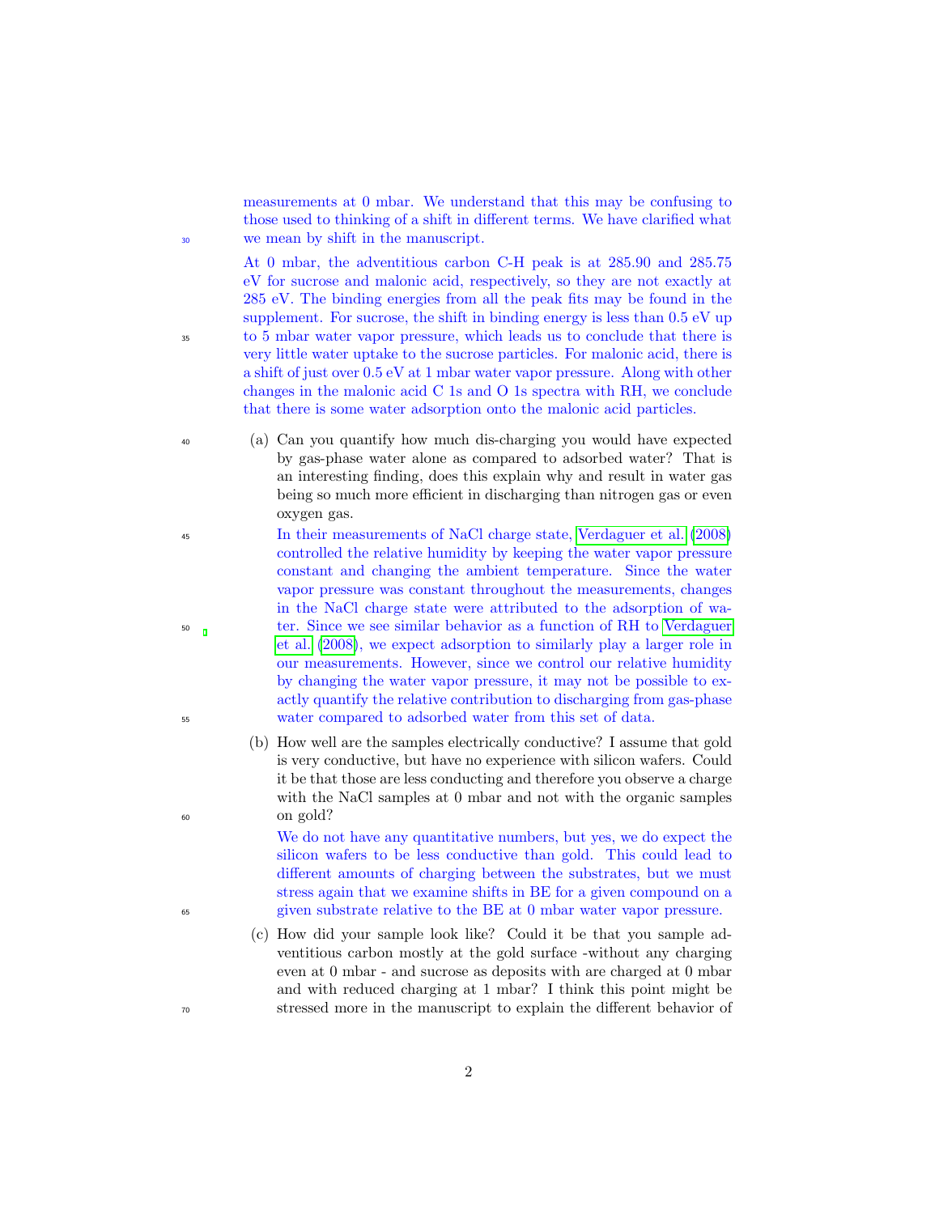measurements at 0 mbar. We understand that this may be confusing to those used to thinking of a shift in different terms. We have clarified what we mean by shift in the manuscript.

At 0 mbar, the adventitious carbon C-H peak is at 285.90 and 285.75 eV for sucrose and malonic acid, respectively, so they are not exactly at 285 eV. The binding energies from all the peak fits may be found in the supplement. For sucrose, the shift in binding energy is less than 0.5 eV up to 5 mbar water vapor pressure, which leads us to conclude that there is very little water uptake to the sucrose particles. For malonic acid, there is a shift of just over 0.5 eV at 1 mbar water vapor pressure. Along with other changes in the malonic acid C 1s and O 1s spectra with RH, we conclude that there is some water adsorption onto the malonic acid particles.

(a) Can you quantify how much dis-charging you would have expected by gas-phase water alone as compared to adsorbed water? That is an interesting finding, does this explain why and result in water gas being so much more efficient in discharging than nitrogen gas or even oxygen gas.

In their measurements of NaCl charge state, Verdaguer et al. (2008) controlled the relative humidity by keeping the water vapor pressure constant and changing the ambient temperature. Since the water vapor pressure was constant throughout the measurements, changes in the NaCl charge state were attributed to the adsorption of water. Since we see similar behavior as a function of RH to Verdaguer et al. (2008), we expect adsorption to similarly play a larger role in our measurements. However, since we control our relative humidity by changing the water vapor pressure, it may not be possible to exactly quantify the relative contribution to discharging from gas-phase water compared to adsorbed water from this set of data.

(b) How well are the samples electrically conductive? I assume that gold is very conductive, but have no experience with silicon wafers. Could it be that those are less conducting and therefore you observe a charge with the NaCl samples at 0 mbar and not with the organic samples on gold?

We do not have any quantitative numbers, but yes, we do expect the silicon wafers to be less conductive than gold. This could lead to different amounts of charging between the substrates, but we must stress again that we examine shifts in BE for a given compound on a given substrate relative to the BE at 0 mbar water vapor pressure.

(c) How did your sample look like? Could it be that you sample adventitious carbon mostly at the gold surface -without any charging even at 0 mbar - and sucrose as deposits with are charged at 0 mbar and with reduced charging at 1 mbar? I think this point might be stressed more in the manuscript to explain the different behavior of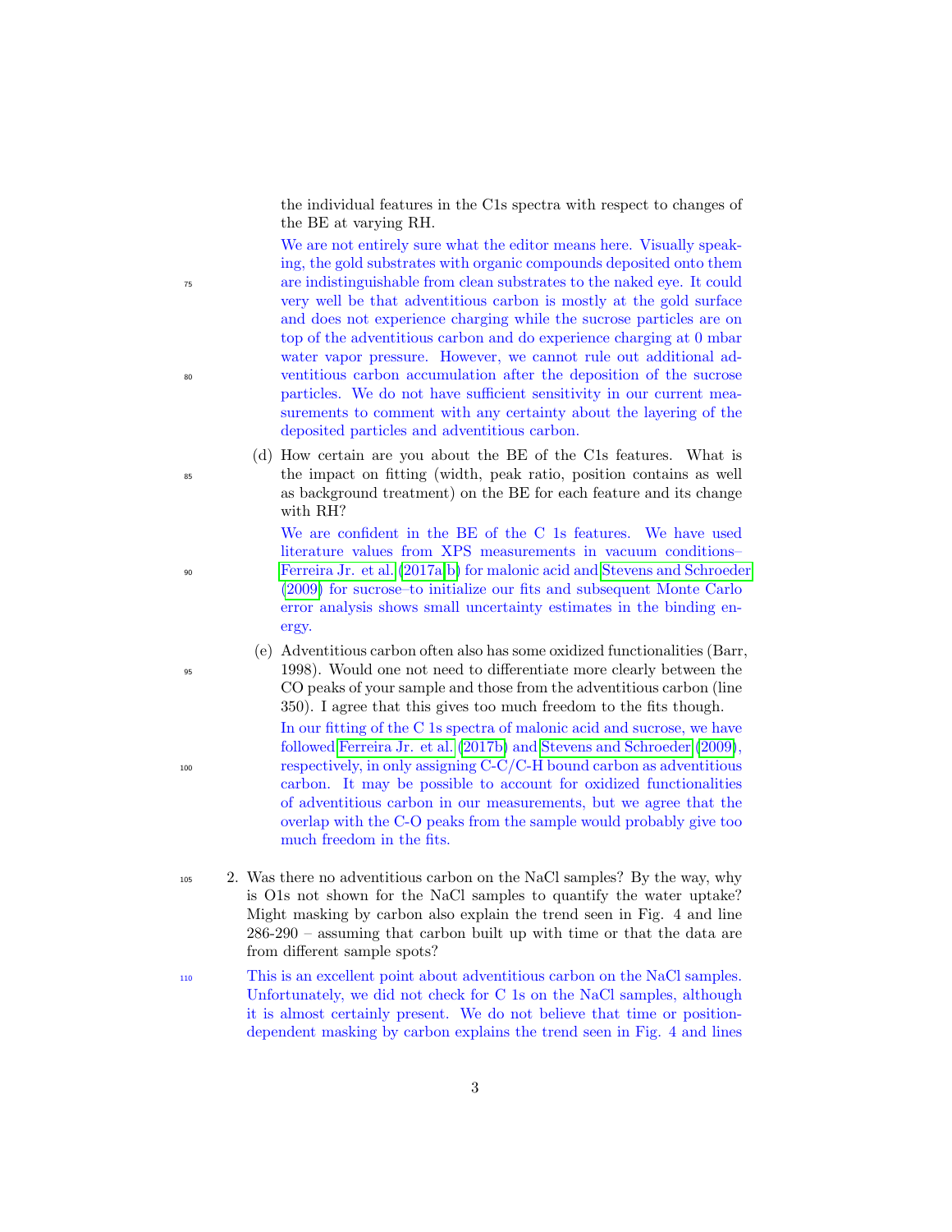the individual features in the C1s spectra with respect to changes of the BE at varying RH.

We are not entirely sure what the editor means here. Visually speaking, the gold substrates with organic compounds deposited onto them are indistinguishable from clean substrates to the naked eye. It could very well be that adventitious carbon is mostly at the gold surface and does not experience charging while the sucrose particles are on top of the adventitious carbon and do experience charging at 0 mbar water vapor pressure. However, we cannot rule out additional adventitious carbon accumulation after the deposition of the sucrose particles. We do not have sufficient sensitivity in our current measurements to comment with any certainty about the layering of the deposited particles and adventitious carbon.

(d) How certain are you about the BE of the C1s features. What is the impact on fitting (width, peak ratio, position contains as well as background treatment) on the BE for each feature and its change with RH?

We are confident in the BE of the C 1s features. We have used literature values from XPS measurements in vacuum conditions–Ferreira Jr. et al. (2017a,b) for malonic acid and Stevens and Schroeder (2009) for sucrose–to initialize our fits and subsequent Monte Carlo error analysis shows small uncertainty estimates in the binding energy.

(e) Adventitious carbon often also has some oxidized functionalities (Barr, 1998). Would one not need to differentiate more clearly between the CO peaks of your sample and those from the adventitious carbon (line 350). I agree that this gives too much freedom to the fits though.

In our fitting of the C 1s spectra of malonic acid and sucrose, we have followed Ferreira Jr. et al. (2017b) and Stevens and Schroeder (2009), respectively, in only assigning C-C/C-H bound carbon as adventitious carbon. It may be possible to account for oxidized functionalities of adventitious carbon in our measurements, but we agree that the overlap with the C-O peaks from the sample would probably give too much freedom in the fits.

2. Was there no adventitious carbon on the NaCl samples? By the way, why is O1s not shown for the NaCl samples to quantify the water uptake? Might masking by carbon also explain the trend seen in Fig. 4 and line 286-290 – assuming that carbon built up with time or that the data are from different sample spots?

This is an excellent point about adventitious carbon on the NaCl samples. Unfortunately, we did not check for C 1s on the NaCl samples, although it is almost certainly present. We do not believe that time or position-dependent masking by carbon explains the trend seen in Fig. 4 and lines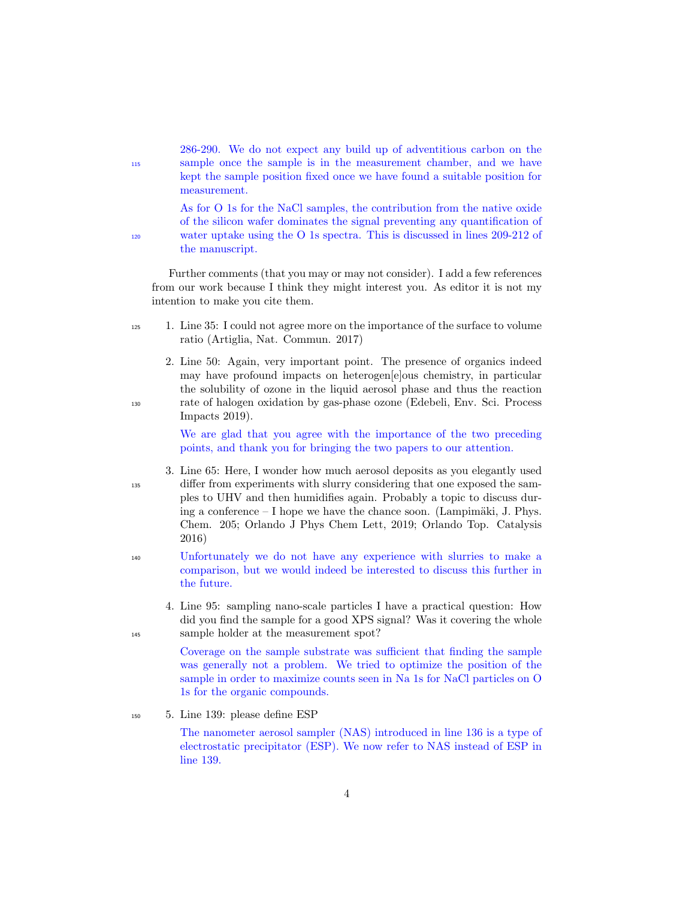286-290. We do not expect any build up of adventitious carbon on the sample once the sample is in the measurement chamber, and we have kept the sample position fixed once we have found a suitable position for measurement.

As for O 1s for the NaCl samples, the contribution from the native oxide of the silicon wafer dominates the signal preventing any quantification of water uptake using the O 1s spectra. This is discussed in lines 209-212 of the manuscript.

Further comments (that you may or may not consider). I add a few references from our work because I think they might interest you. As editor it is not my intention to make you cite them.

1. Line 35: I could not agree more on the importance of the surface to volume ratio (Artiglia, Nat. Commun. 2017)

2. Line 50: Again, very important point. The presence of organics indeed may have profound impacts on heterogen[e]ous chemistry, in particular the solubility of ozone in the liquid aerosol phase and thus the reaction rate of halogen oxidation by gas-phase ozone (Edebeli, Env. Sci. Process Impacts 2019).

   We are glad that you agree with the importance of the two preceding points, and thank you for bringing the two papers to our attention.

3. Line 65: Here, I wonder how much aerosol deposits as you elegantly used differ from experiments with slurry considering that one exposed the samples to UHV and then humidifies again. Probably a topic to discuss during a conference – I hope we have the chance soon. (Lampimäki, J. Phys. Chem. 205; Orlando J Phys Chem Lett, 2019; Orlando Top. Catalysis 2016)

   Unfortunately we do not have any experience with slurries to make a comparison, but we would indeed be interested to discuss this further in the future.

4. Line 95: sampling nano-scale particles I have a practical question: How did you find the sample for a good XPS signal? Was it covering the whole sample holder at the measurement spot?

   Coverage on the sample substrate was sufficient that finding the sample was generally not a problem. We tried to optimize the position of the sample in order to maximize counts seen in Na 1s for NaCl particles on O 1s for the organic compounds.

5. Line 139: please define ESP

   The nanometer aerosol sampler (NAS) introduced in line 136 is a type of electrostatic precipitator (ESP). We now refer to NAS instead of ESP in line 139.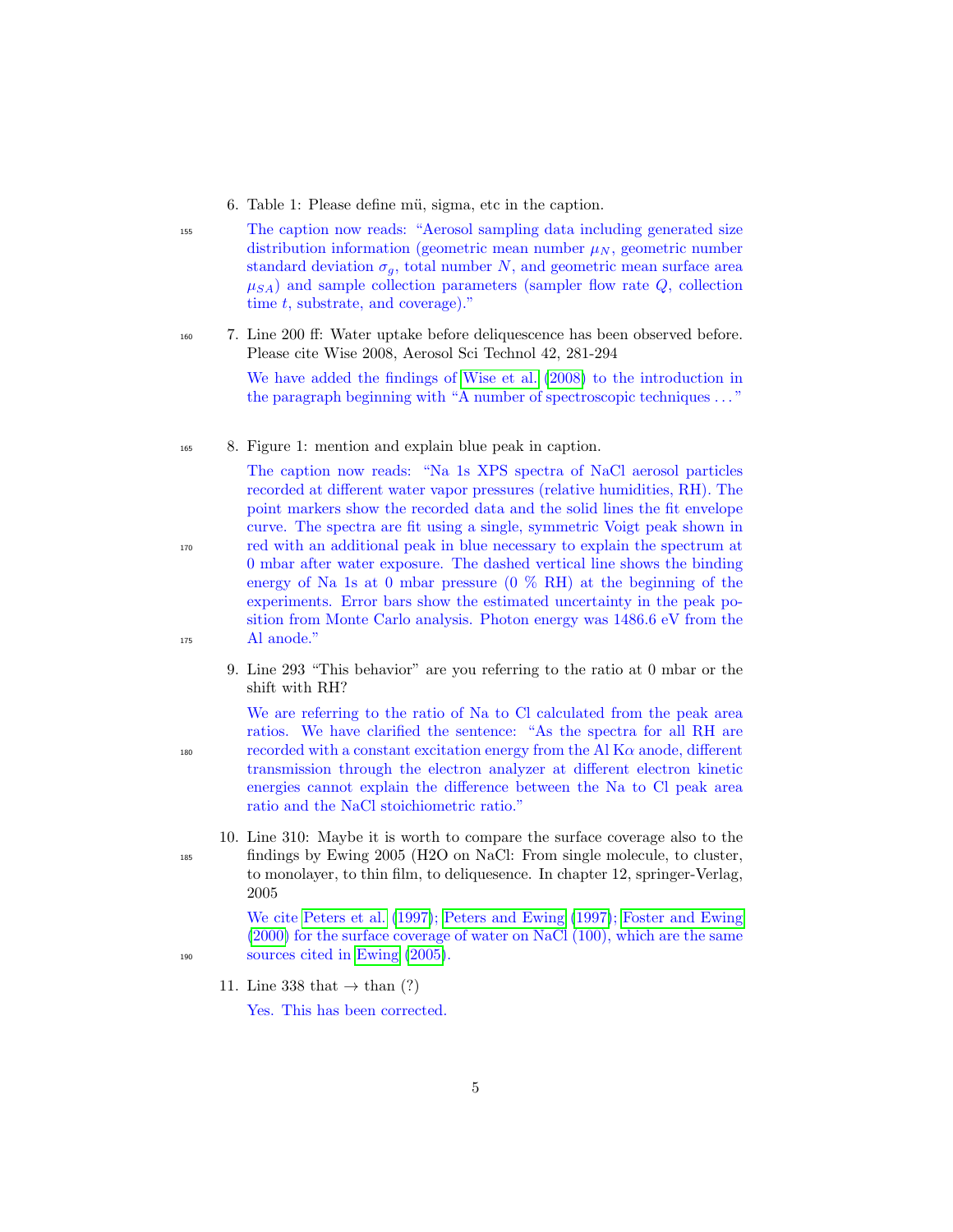6. Table 1: Please define mü, sigma, etc in the caption.

   The caption now reads: "Aerosol sampling data including generated size distribution information (geometric mean number $\mu_N$, geometric number standard deviation $\sigma_g$, total number $N$, and geometric mean surface area $\mu_{SA}$) and sample collection parameters (sampler flow rate $Q$, collection time $t$, substrate, and coverage)."

7. Line 200 ff: Water uptake before deliquescence has been observed before. Please cite Wise 2008, Aerosol Sci Technol 42, 281-294

   We have added the findings of Wise et al. (2008) to the introduction in the paragraph beginning with "A number of spectroscopic techniques . . . "

8. Figure 1: mention and explain blue peak in caption.

   The caption now reads: "Na 1s XPS spectra of NaCl aerosol particles recorded at different water vapor pressures (relative humidities, RH). The point markers show the recorded data and the solid lines the fit envelope curve. The spectra are fit using a single, symmetric Voigt peak shown in red with an additional peak in blue necessary to explain the spectrum at 0 mbar after water exposure. The dashed vertical line shows the binding energy of Na 1s at 0 mbar pressure (0 % RH) at the beginning of the experiments. Error bars show the estimated uncertainty in the peak position from Monte Carlo analysis. Photon energy was 1486.6 eV from the Al anode."

9. Line 293 "This behavior" are you referring to the ratio at 0 mbar or the shift with RH?

   We are referring to the ratio of Na to Cl calculated from the peak area ratios. We have clarified the sentence: "As the spectra for all RH are recorded with a constant excitation energy from the Al K$\alpha$ anode, different transmission through the electron analyzer at different electron kinetic energies cannot explain the difference between the Na to Cl peak area ratio and the NaCl stoichiometric ratio."

10. Line 310: Maybe it is worth to compare the surface coverage also to the findings by Ewing 2005 (H2O on NaCl: From single molecule, to cluster, to monolayer, to thin film, to deliquesence. In chapter 12, springer-Verlag, 2005

    We cite Peters et al. (1997); Peters and Ewing (1997); Foster and Ewing (2000) for the surface coverage of water on NaCl (100), which are the same sources cited in Ewing (2005).

11. Line 338 that → than (?)

    Yes. This has been corrected.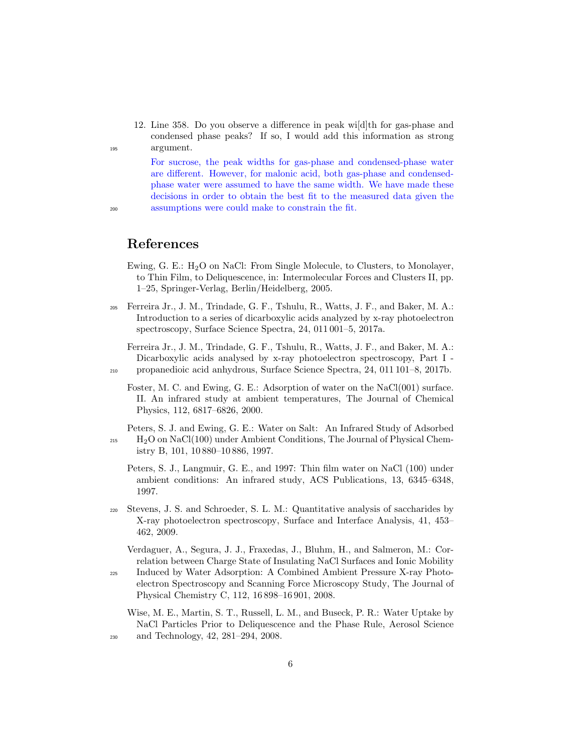12. Line 358. Do you observe a difference in peak wi[d]th for gas-phase and condensed phase peaks? If so, I would add this information as strong argument.

    For sucrose, the peak widths for gas-phase and condensed-phase water are different. However, for malonic acid, both gas-phase and condensed-phase water were assumed to have the same width. We have made these decisions in order to obtain the best fit to the measured data given the assumptions were could make to constrain the fit.

# References

Ewing, G. E.: $H_2O$ on NaCl: From Single Molecule, to Clusters, to Monolayer, to Thin Film, to Deliquescence, in: Intermolecular Forces and Clusters II, pp. 1–25, Springer-Verlag, Berlin/Heidelberg, 2005.

Ferreira Jr., J. M., Trindade, G. F., Tshulu, R., Watts, J. F., and Baker, M. A.: Introduction to a series of dicarboxylic acids analyzed by x-ray photoelectron spectroscopy, Surface Science Spectra, 24, 011 001–5, 2017a.

Ferreira Jr., J. M., Trindade, G. F., Tshulu, R., Watts, J. F., and Baker, M. A.: Dicarboxylic acids analysed by x-ray photoelectron spectroscopy, Part I - propanedioic acid anhydrous, Surface Science Spectra, 24, 011 101–8, 2017b.

Foster, M. C. and Ewing, G. E.: Adsorption of water on the NaCl(001) surface. II. An infrared study at ambient temperatures, The Journal of Chemical Physics, 112, 6817–6826, 2000.

Peters, S. J. and Ewing, G. E.: Water on Salt: An Infrared Study of Adsorbed $H_2O$ on NaCl(100) under Ambient Conditions, The Journal of Physical Chemistry B, 101, 10 880–10 886, 1997.

Peters, S. J., Langmuir, G. E., and 1997: Thin film water on NaCl (100) under ambient conditions: An infrared study, ACS Publications, 13, 6345–6348, 1997.

Stevens, J. S. and Schroeder, S. L. M.: Quantitative analysis of saccharides by X-ray photoelectron spectroscopy, Surface and Interface Analysis, 41, 453–462, 2009.

Verdaguer, A., Segura, J. J., Fraxedas, J., Bluhm, H., and Salmeron, M.: Correlation between Charge State of Insulating NaCl Surfaces and Ionic Mobility Induced by Water Adsorption: A Combined Ambient Pressure X-ray Photoelectron Spectroscopy and Scanning Force Microscopy Study, The Journal of Physical Chemistry C, 112, 16 898–16 901, 2008.

Wise, M. E., Martin, S. T., Russell, L. M., and Buseck, P. R.: Water Uptake by NaCl Particles Prior to Deliquescence and the Phase Rule, Aerosol Science and Technology, 42, 281–294, 2008.